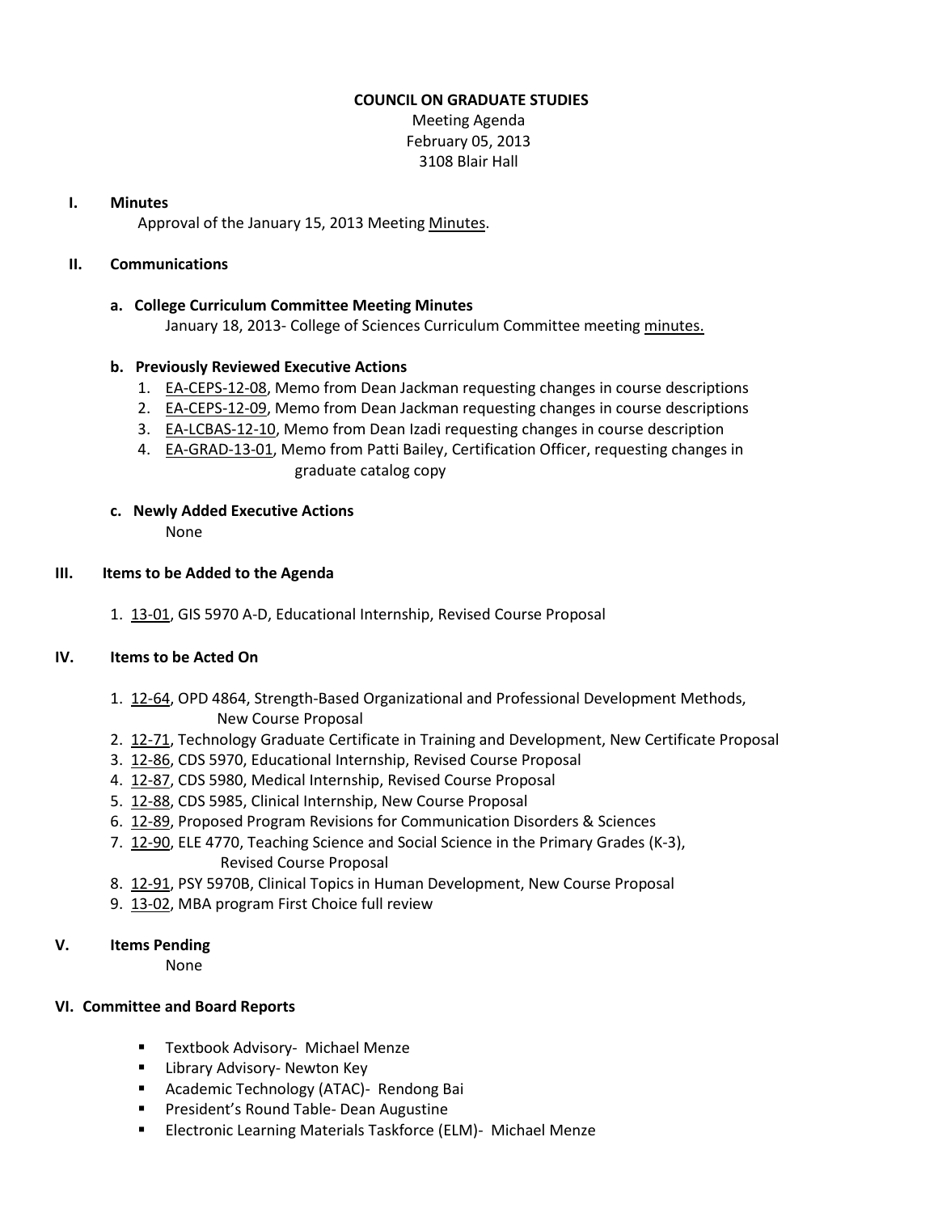# COUNCIL ON GRADUATE STUDIES

Meeting Agenda
February 05, 2013
3108 Blair Hall

## I. Minutes

Approval of the January 15, 2013 Meeting Minutes.

## II. Communications

### a. College Curriculum Committee Meeting Minutes

January 18, 2013- College of Sciences Curriculum Committee meeting minutes.

### b. Previously Reviewed Executive Actions

1. EA-CEPS-12-08, Memo from Dean Jackman requesting changes in course descriptions
2. EA-CEPS-12-09, Memo from Dean Jackman requesting changes in course descriptions
3. EA-LCBAS-12-10, Memo from Dean Izadi requesting changes in course description
4. EA-GRAD-13-01, Memo from Patti Bailey, Certification Officer, requesting changes in graduate catalog copy

### c. Newly Added Executive Actions

None

## III. Items to be Added to the Agenda

1. 13-01, GIS 5970 A-D, Educational Internship, Revised Course Proposal

## IV. Items to be Acted On

1. 12-64, OPD 4864, Strength-Based Organizational and Professional Development Methods, New Course Proposal
2. 12-71, Technology Graduate Certificate in Training and Development, New Certificate Proposal
3. 12-86, CDS 5970, Educational Internship, Revised Course Proposal
4. 12-87, CDS 5980, Medical Internship, Revised Course Proposal
5. 12-88, CDS 5985, Clinical Internship, New Course Proposal
6. 12-89, Proposed Program Revisions for Communication Disorders & Sciences
7. 12-90, ELE 4770, Teaching Science and Social Science in the Primary Grades (K-3), Revised Course Proposal
8. 12-91, PSY 5970B, Clinical Topics in Human Development, New Course Proposal
9. 13-02, MBA program First Choice full review

## V. Items Pending

None

## VI. Committee and Board Reports

- Textbook Advisory- Michael Menze
- Library Advisory- Newton Key
- Academic Technology (ATAC)- Rendong Bai
- President's Round Table- Dean Augustine
- Electronic Learning Materials Taskforce (ELM)- Michael Menze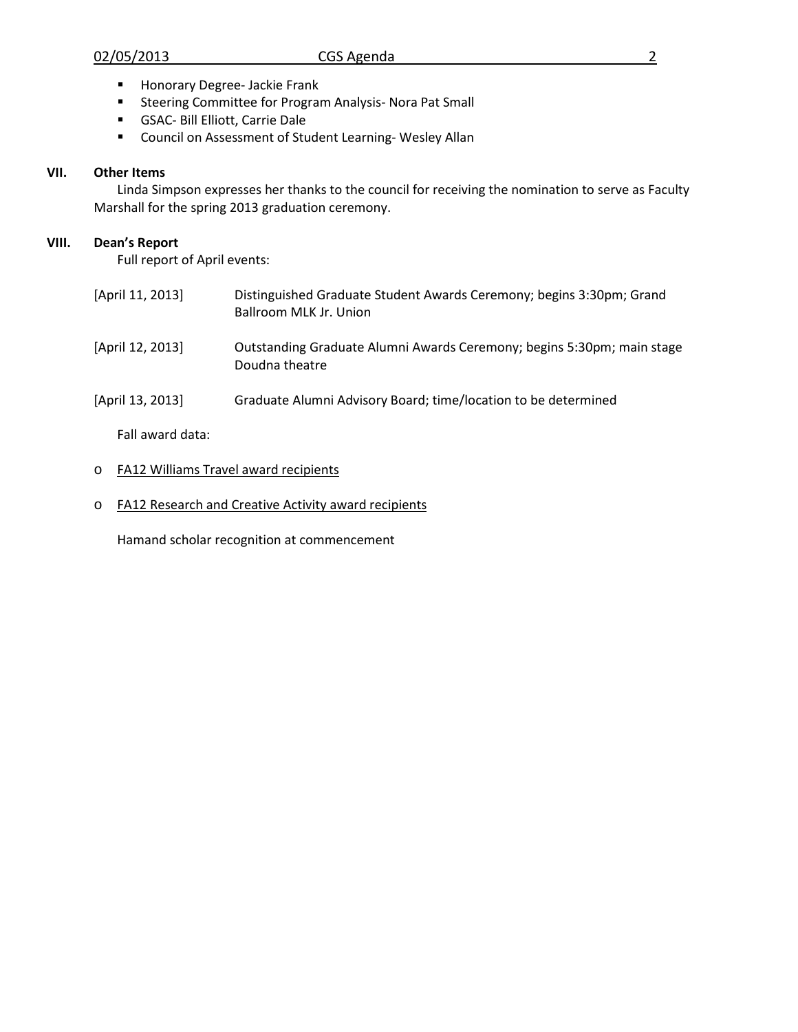- Honorary Degree- Jackie Frank
- Steering Committee for Program Analysis- Nora Pat Small
- GSAC- Bill Elliott, Carrie Dale
- Council on Assessment of Student Learning- Wesley Allan

## VII. Other Items

Linda Simpson expresses her thanks to the council for receiving the nomination to serve as Faculty Marshall for the spring 2013 graduation ceremony.

## VIII. Dean's Report

Full report of April events:

| | |
|---|---|
| [April 11, 2013] | Distinguished Graduate Student Awards Ceremony; begins 3:30pm; Grand Ballroom MLK Jr. Union |
| [April 12, 2013] | Outstanding Graduate Alumni Awards Ceremony; begins 5:30pm; main stage Doudna theatre |
| [April 13, 2013] | Graduate Alumni Advisory Board; time/location to be determined |

Fall award data:

- FA12 Williams Travel award recipients
- FA12 Research and Creative Activity award recipients

Hamand scholar recognition at commencement